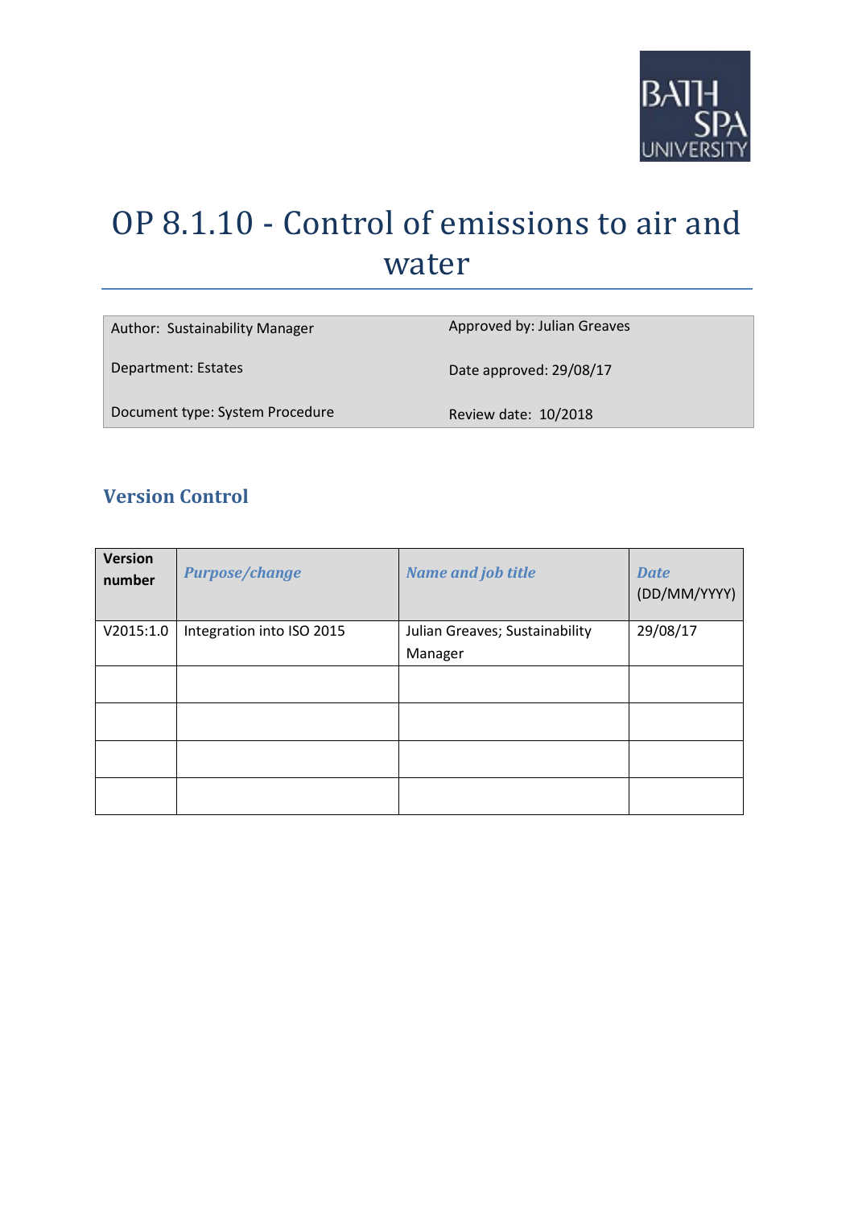# OP 8.1.10 - Control of emissions to air and water

| Author: Sustainability Manager | Approved by: Julian Greaves |
|---|---|
| Department: Estates | Date approved: 29/08/17 |
| Document type: System Procedure | Review date: 10/2018 |

## Version Control

| Version number | *Purpose/change* | *Name and job title* | *Date* (DD/MM/YYYY) |
|---|---|---|---|
| V2015:1.0 | Integration into ISO 2015 | Julian Greaves; Sustainability Manager | 29/08/17 |
| | | | |
| | | | |
| | | | |
| | | | |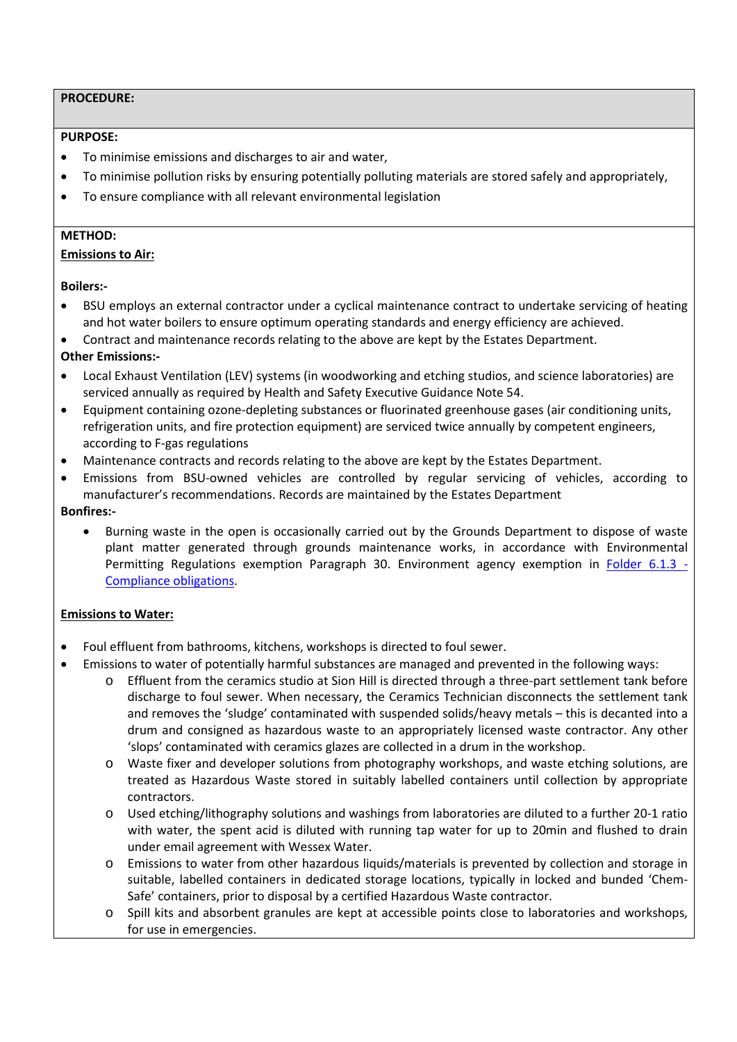**PROCEDURE:**

**PURPOSE:**

- To minimise emissions and discharges to air and water,
- To minimise pollution risks by ensuring potentially polluting materials are stored safely and appropriately,
- To ensure compliance with all relevant environmental legislation

**METHOD:**

**Emissions to Air:**

**Boilers:-**

- BSU employs an external contractor under a cyclical maintenance contract to undertake servicing of heating and hot water boilers to ensure optimum operating standards and energy efficiency are achieved.
- Contract and maintenance records relating to the above are kept by the Estates Department.

**Other Emissions:-**

- Local Exhaust Ventilation (LEV) systems (in woodworking and etching studios, and science laboratories) are serviced annually as required by Health and Safety Executive Guidance Note 54.
- Equipment containing ozone-depleting substances or fluorinated greenhouse gases (air conditioning units, refrigeration units, and fire protection equipment) are serviced twice annually by competent engineers, according to F-gas regulations
- Maintenance contracts and records relating to the above are kept by the Estates Department.
- Emissions from BSU-owned vehicles are controlled by regular servicing of vehicles, according to manufacturer's recommendations. Records are maintained by the Estates Department

**Bonfires:-**

- Burning waste in the open is occasionally carried out by the Grounds Department to dispose of waste plant matter generated through grounds maintenance works, in accordance with Environmental Permitting Regulations exemption Paragraph 30. Environment agency exemption in Folder 6.1.3 - Compliance obligations.

**Emissions to Water:**

- Foul effluent from bathrooms, kitchens, workshops is directed to foul sewer.
- Emissions to water of potentially harmful substances are managed and prevented in the following ways:
  - Effluent from the ceramics studio at Sion Hill is directed through a three-part settlement tank before discharge to foul sewer. When necessary, the Ceramics Technician disconnects the settlement tank and removes the 'sludge' contaminated with suspended solids/heavy metals – this is decanted into a drum and consigned as hazardous waste to an appropriately licensed waste contractor. Any other 'slops' contaminated with ceramics glazes are collected in a drum in the workshop.
  - Waste fixer and developer solutions from photography workshops, and waste etching solutions, are treated as Hazardous Waste stored in suitably labelled containers until collection by appropriate contractors.
  - Used etching/lithography solutions and washings from laboratories are diluted to a further 20-1 ratio with water, the spent acid is diluted with running tap water for up to 20min and flushed to drain under email agreement with Wessex Water.
  - Emissions to water from other hazardous liquids/materials is prevented by collection and storage in suitable, labelled containers in dedicated storage locations, typically in locked and bunded 'Chem-Safe' containers, prior to disposal by a certified Hazardous Waste contractor.
  - Spill kits and absorbent granules are kept at accessible points close to laboratories and workshops, for use in emergencies.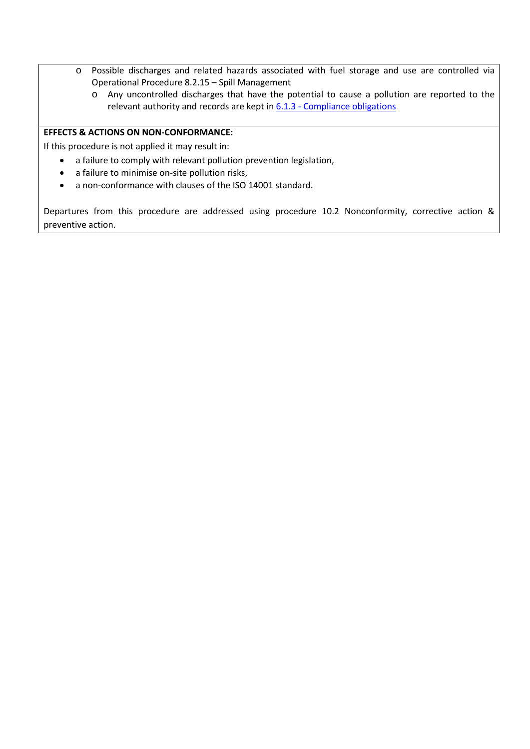- Possible discharges and related hazards associated with fuel storage and use are controlled via Operational Procedure 8.2.15 – Spill Management
  - Any uncontrolled discharges that have the potential to cause a pollution are reported to the relevant authority and records are kept in [6.1.3 - Compliance obligations]()

**EFFECTS & ACTIONS ON NON-CONFORMANCE:**

If this procedure is not applied it may result in:

- a failure to comply with relevant pollution prevention legislation,
- a failure to minimise on-site pollution risks,
- a non-conformance with clauses of the ISO 14001 standard.

Departures from this procedure are addressed using procedure 10.2 Nonconformity, corrective action & preventive action.